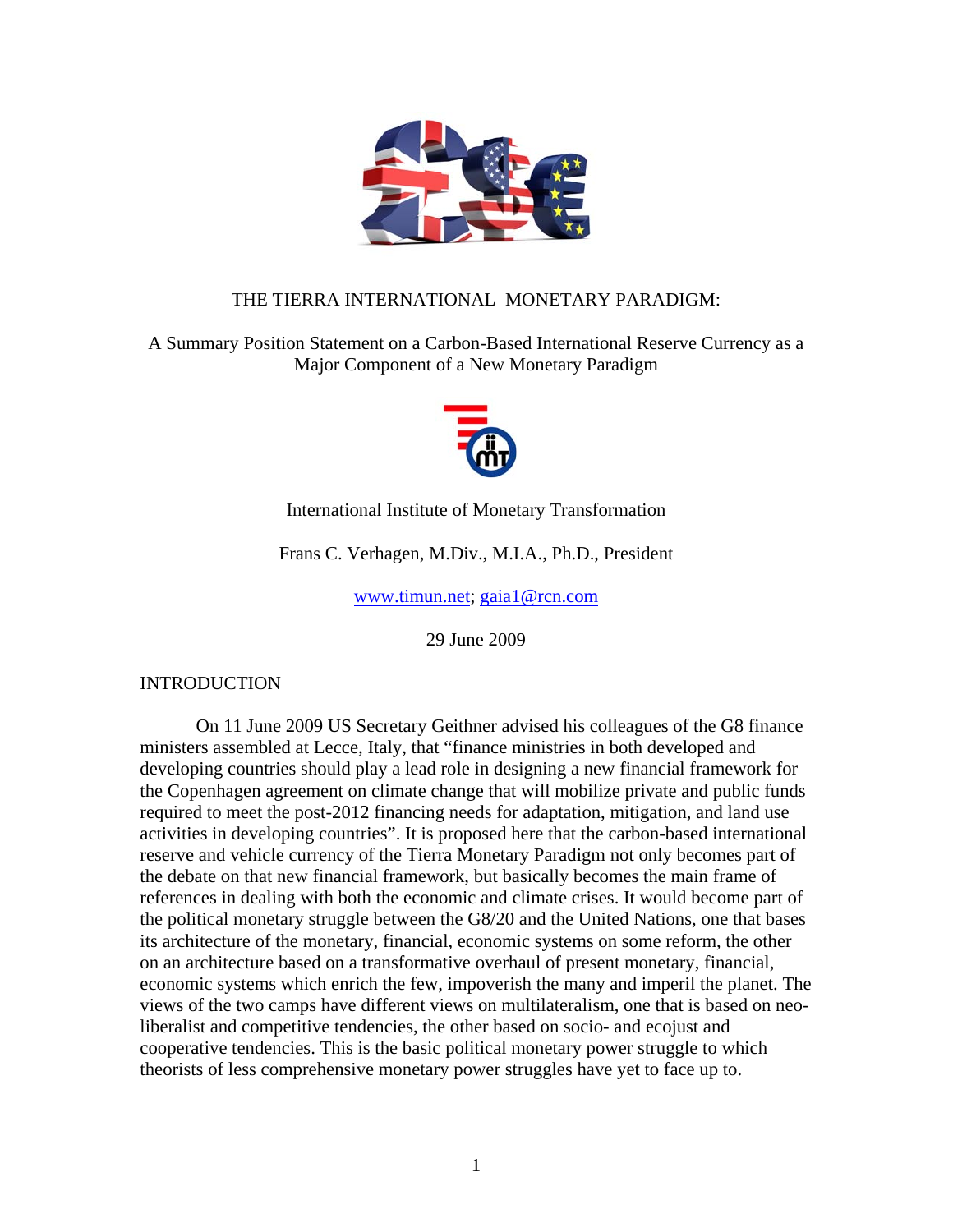# THE TIERRA INTERNATIONAL MONETARY PARADIGM:

## A Summary Position Statement on a Carbon-Based International Reserve Currency as a Major Component of a New Monetary Paradigm

International Institute of Monetary Transformation

Frans C. Verhagen, M.Div., M.I.A., Ph.D., President

www.timun.net; gaia1@rcn.com

29 June 2009

## INTRODUCTION

On 11 June 2009 US Secretary Geithner advised his colleagues of the G8 finance ministers assembled at Lecce, Italy, that "finance ministries in both developed and developing countries should play a lead role in designing a new financial framework for the Copenhagen agreement on climate change that will mobilize private and public funds required to meet the post-2012 financing needs for adaptation, mitigation, and land use activities in developing countries". It is proposed here that the carbon-based international reserve and vehicle currency of the Tierra Monetary Paradigm not only becomes part of the debate on that new financial framework, but basically becomes the main frame of references in dealing with both the economic and climate crises. It would become part of the political monetary struggle between the G8/20 and the United Nations, one that bases its architecture of the monetary, financial, economic systems on some reform, the other on an architecture based on a transformative overhaul of present monetary, financial, economic systems which enrich the few, impoverish the many and imperil the planet. The views of the two camps have different views on multilateralism, one that is based on neo-liberalist and competitive tendencies, the other based on socio- and ecojust and cooperative tendencies. This is the basic political monetary power struggle to which theorists of less comprehensive monetary power struggles have yet to face up to.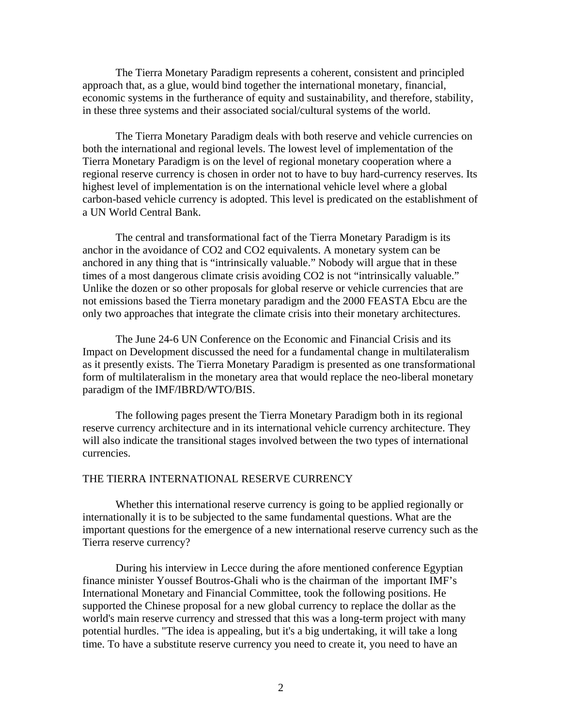The Tierra Monetary Paradigm represents a coherent, consistent and principled approach that, as a glue, would bind together the international monetary, financial, economic systems in the furtherance of equity and sustainability, and therefore, stability, in these three systems and their associated social/cultural systems of the world.

The Tierra Monetary Paradigm deals with both reserve and vehicle currencies on both the international and regional levels. The lowest level of implementation of the Tierra Monetary Paradigm is on the level of regional monetary cooperation where a regional reserve currency is chosen in order not to have to buy hard-currency reserves. Its highest level of implementation is on the international vehicle level where a global carbon-based vehicle currency is adopted. This level is predicated on the establishment of a UN World Central Bank.

The central and transformational fact of the Tierra Monetary Paradigm is its anchor in the avoidance of $CO_2$ and $CO_2$ equivalents. A monetary system can be anchored in any thing that is "intrinsically valuable." Nobody will argue that in these times of a most dangerous climate crisis avoiding $CO_2$ is not "intrinsically valuable." Unlike the dozen or so other proposals for global reserve or vehicle currencies that are not emissions based the Tierra monetary paradigm and the 2000 FEASTA Ebcu are the only two approaches that integrate the climate crisis into their monetary architectures.

The June 24-6 UN Conference on the Economic and Financial Crisis and its Impact on Development discussed the need for a fundamental change in multilateralism as it presently exists. The Tierra Monetary Paradigm is presented as one transformational form of multilateralism in the monetary area that would replace the neo-liberal monetary paradigm of the IMF/IBRD/WTO/BIS.

The following pages present the Tierra Monetary Paradigm both in its regional reserve currency architecture and in its international vehicle currency architecture. They will also indicate the transitional stages involved between the two types of international currencies.

## THE TIERRA INTERNATIONAL RESERVE CURRENCY

Whether this international reserve currency is going to be applied regionally or internationally it is to be subjected to the same fundamental questions. What are the important questions for the emergence of a new international reserve currency such as the Tierra reserve currency?

During his interview in Lecce during the afore mentioned conference Egyptian finance minister Youssef Boutros-Ghali who is the chairman of the important IMF's International Monetary and Financial Committee, took the following positions. He supported the Chinese proposal for a new global currency to replace the dollar as the world's main reserve currency and stressed that this was a long-term project with many potential hurdles. "The idea is appealing, but it's a big undertaking, it will take a long time. To have a substitute reserve currency you need to create it, you need to have an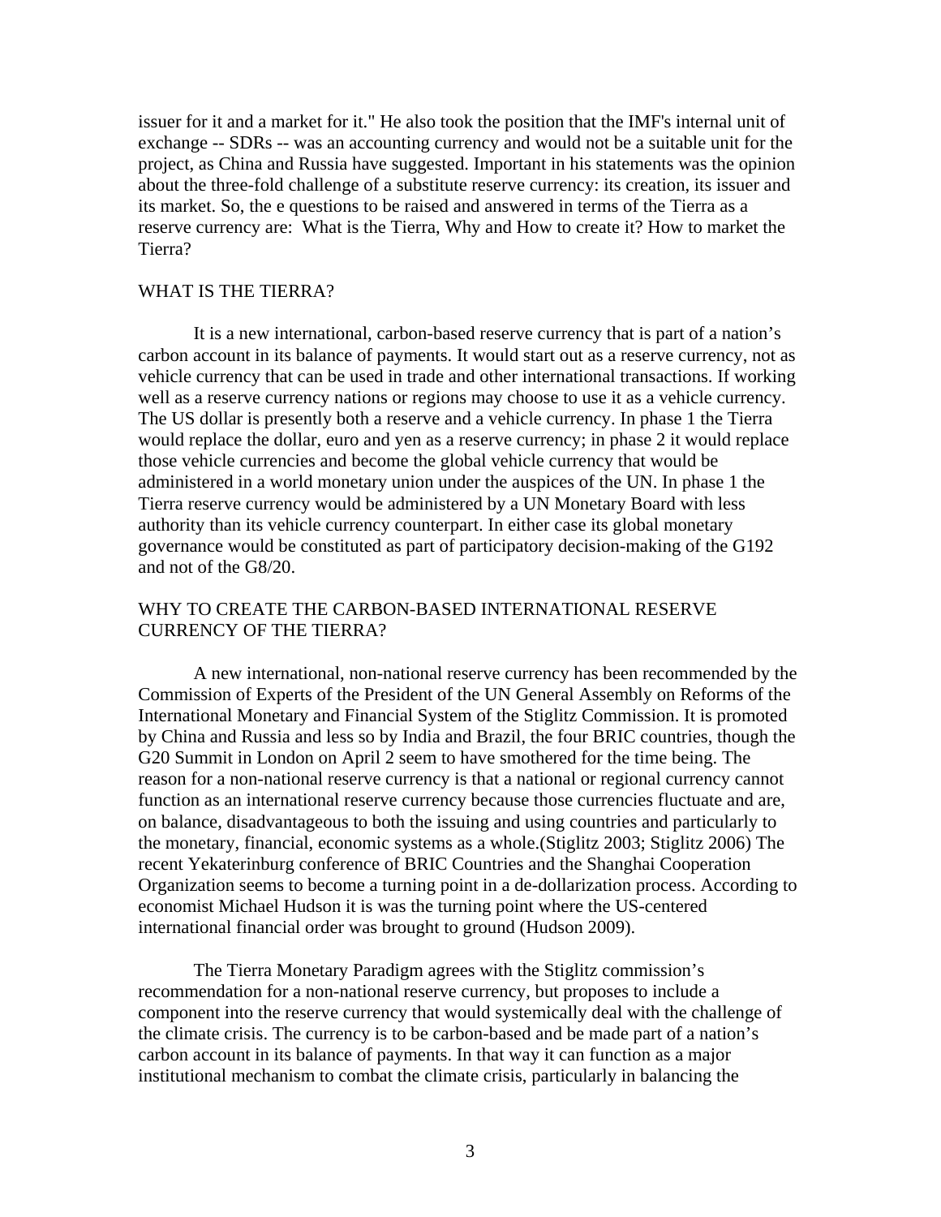issuer for it and a market for it." He also took the position that the IMF's internal unit of exchange -- SDRs -- was an accounting currency and would not be a suitable unit for the project, as China and Russia have suggested. Important in his statements was the opinion about the three-fold challenge of a substitute reserve currency: its creation, its issuer and its market. So, the e questions to be raised and answered in terms of the Tierra as a reserve currency are: What is the Tierra, Why and How to create it? How to market the Tierra?

## WHAT IS THE TIERRA?

It is a new international, carbon-based reserve currency that is part of a nation's carbon account in its balance of payments. It would start out as a reserve currency, not as vehicle currency that can be used in trade and other international transactions. If working well as a reserve currency nations or regions may choose to use it as a vehicle currency. The US dollar is presently both a reserve and a vehicle currency. In phase 1 the Tierra would replace the dollar, euro and yen as a reserve currency; in phase 2 it would replace those vehicle currencies and become the global vehicle currency that would be administered in a world monetary union under the auspices of the UN. In phase 1 the Tierra reserve currency would be administered by a UN Monetary Board with less authority than its vehicle currency counterpart. In either case its global monetary governance would be constituted as part of participatory decision-making of the G192 and not of the G8/20.

## WHY TO CREATE THE CARBON-BASED INTERNATIONAL RESERVE CURRENCY OF THE TIERRA?

A new international, non-national reserve currency has been recommended by the Commission of Experts of the President of the UN General Assembly on Reforms of the International Monetary and Financial System of the Stiglitz Commission. It is promoted by China and Russia and less so by India and Brazil, the four BRIC countries, though the G20 Summit in London on April 2 seem to have smothered for the time being. The reason for a non-national reserve currency is that a national or regional currency cannot function as an international reserve currency because those currencies fluctuate and are, on balance, disadvantageous to both the issuing and using countries and particularly to the monetary, financial, economic systems as a whole.(Stiglitz 2003; Stiglitz 2006) The recent Yekaterinburg conference of BRIC Countries and the Shanghai Cooperation Organization seems to become a turning point in a de-dollarization process. According to economist Michael Hudson it is was the turning point where the US-centered international financial order was brought to ground (Hudson 2009).

The Tierra Monetary Paradigm agrees with the Stiglitz commission's recommendation for a non-national reserve currency, but proposes to include a component into the reserve currency that would systemically deal with the challenge of the climate crisis. The currency is to be carbon-based and be made part of a nation's carbon account in its balance of payments. In that way it can function as a major institutional mechanism to combat the climate crisis, particularly in balancing the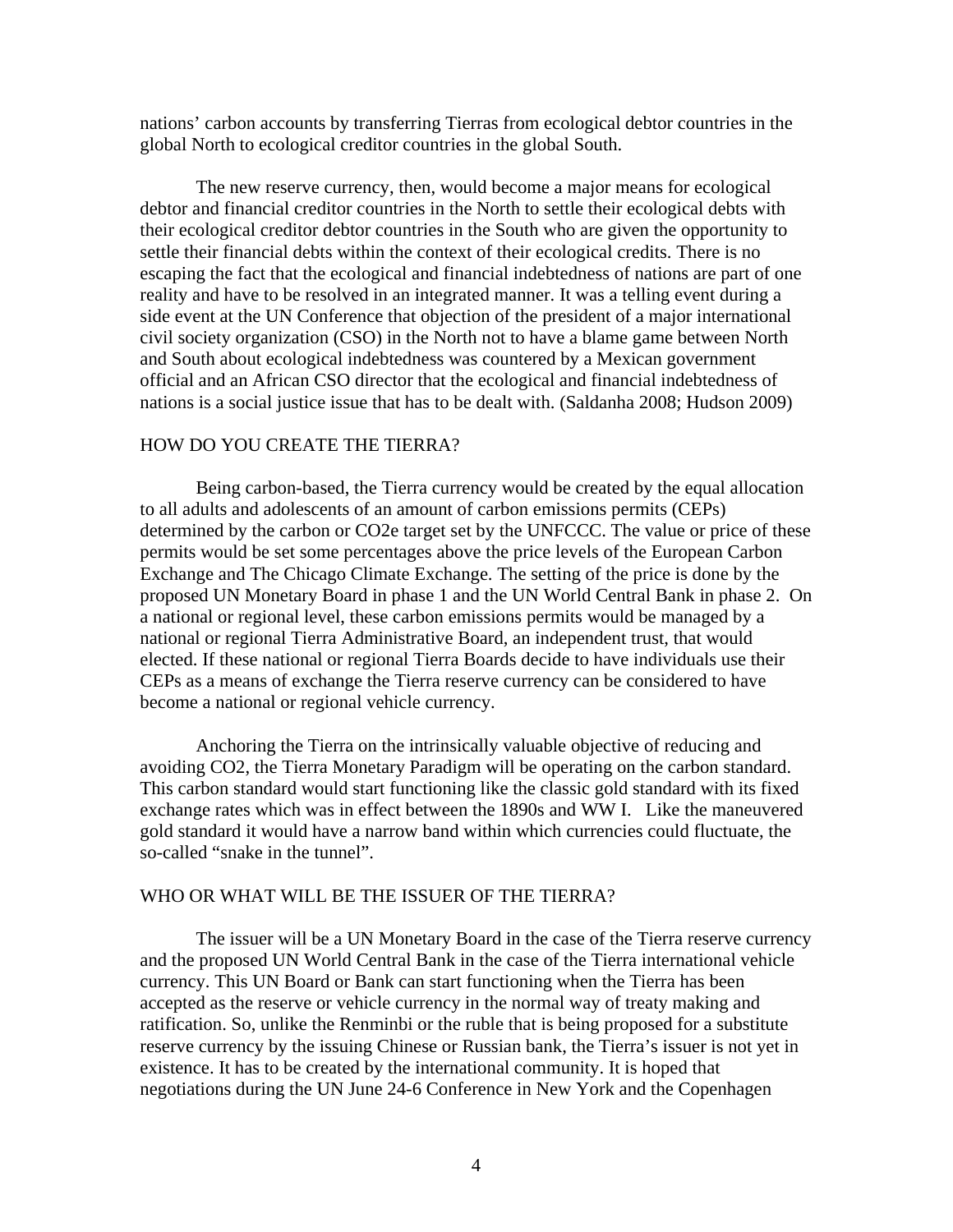nations' carbon accounts by transferring Tierras from ecological debtor countries in the global North to ecological creditor countries in the global South.

The new reserve currency, then, would become a major means for ecological debtor and financial creditor countries in the North to settle their ecological debts with their ecological creditor debtor countries in the South who are given the opportunity to settle their financial debts within the context of their ecological credits. There is no escaping the fact that the ecological and financial indebtedness of nations are part of one reality and have to be resolved in an integrated manner. It was a telling event during a side event at the UN Conference that objection of the president of a major international civil society organization (CSO) in the North not to have a blame game between North and South about ecological indebtedness was countered by a Mexican government official and an African CSO director that the ecological and financial indebtedness of nations is a social justice issue that has to be dealt with. (Saldanha 2008; Hudson 2009)

## HOW DO YOU CREATE THE TIERRA?

Being carbon-based, the Tierra currency would be created by the equal allocation to all adults and adolescents of an amount of carbon emissions permits (CEPs) determined by the carbon or CO2e target set by the UNFCCC. The value or price of these permits would be set some percentages above the price levels of the European Carbon Exchange and The Chicago Climate Exchange. The setting of the price is done by the proposed UN Monetary Board in phase 1 and the UN World Central Bank in phase 2. On a national or regional level, these carbon emissions permits would be managed by a national or regional Tierra Administrative Board, an independent trust, that would elected. If these national or regional Tierra Boards decide to have individuals use their CEPs as a means of exchange the Tierra reserve currency can be considered to have become a national or regional vehicle currency.

Anchoring the Tierra on the intrinsically valuable objective of reducing and avoiding CO2, the Tierra Monetary Paradigm will be operating on the carbon standard. This carbon standard would start functioning like the classic gold standard with its fixed exchange rates which was in effect between the 1890s and WW I. Like the maneuvered gold standard it would have a narrow band within which currencies could fluctuate, the so-called "snake in the tunnel".

## WHO OR WHAT WILL BE THE ISSUER OF THE TIERRA?

The issuer will be a UN Monetary Board in the case of the Tierra reserve currency and the proposed UN World Central Bank in the case of the Tierra international vehicle currency. This UN Board or Bank can start functioning when the Tierra has been accepted as the reserve or vehicle currency in the normal way of treaty making and ratification. So, unlike the Renminbi or the ruble that is being proposed for a substitute reserve currency by the issuing Chinese or Russian bank, the Tierra's issuer is not yet in existence. It has to be created by the international community. It is hoped that negotiations during the UN June 24-6 Conference in New York and the Copenhagen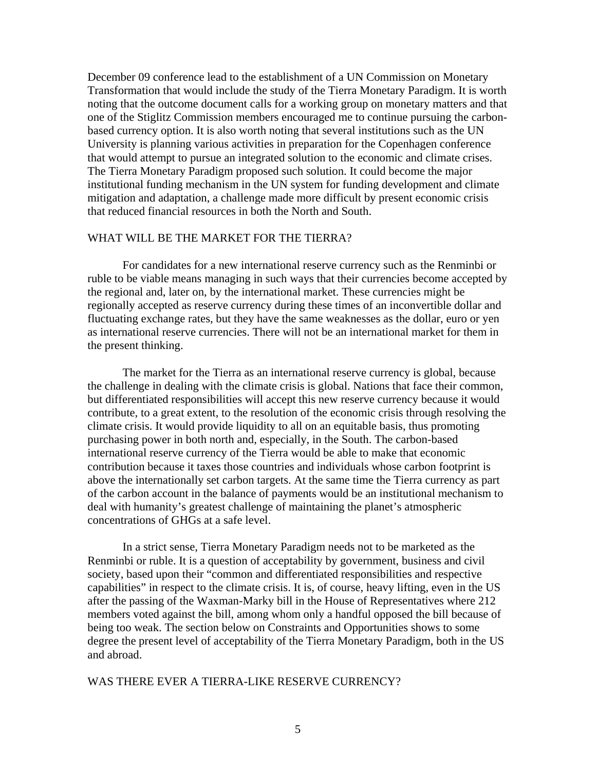December 09 conference lead to the establishment of a UN Commission on Monetary Transformation that would include the study of the Tierra Monetary Paradigm. It is worth noting that the outcome document calls for a working group on monetary matters and that one of the Stiglitz Commission members encouraged me to continue pursuing the carbon-based currency option. It is also worth noting that several institutions such as the UN University is planning various activities in preparation for the Copenhagen conference that would attempt to pursue an integrated solution to the economic and climate crises. The Tierra Monetary Paradigm proposed such solution. It could become the major institutional funding mechanism in the UN system for funding development and climate mitigation and adaptation, a challenge made more difficult by present economic crisis that reduced financial resources in both the North and South.

## WHAT WILL BE THE MARKET FOR THE TIERRA?

For candidates for a new international reserve currency such as the Renminbi or ruble to be viable means managing in such ways that their currencies become accepted by the regional and, later on, by the international market. These currencies might be regionally accepted as reserve currency during these times of an inconvertible dollar and fluctuating exchange rates, but they have the same weaknesses as the dollar, euro or yen as international reserve currencies. There will not be an international market for them in the present thinking.

The market for the Tierra as an international reserve currency is global, because the challenge in dealing with the climate crisis is global. Nations that face their common, but differentiated responsibilities will accept this new reserve currency because it would contribute, to a great extent, to the resolution of the economic crisis through resolving the climate crisis. It would provide liquidity to all on an equitable basis, thus promoting purchasing power in both north and, especially, in the South. The carbon-based international reserve currency of the Tierra would be able to make that economic contribution because it taxes those countries and individuals whose carbon footprint is above the internationally set carbon targets. At the same time the Tierra currency as part of the carbon account in the balance of payments would be an institutional mechanism to deal with humanity's greatest challenge of maintaining the planet's atmospheric concentrations of GHGs at a safe level.

In a strict sense, Tierra Monetary Paradigm needs not to be marketed as the Renminbi or ruble. It is a question of acceptability by government, business and civil society, based upon their "common and differentiated responsibilities and respective capabilities" in respect to the climate crisis. It is, of course, heavy lifting, even in the US after the passing of the Waxman-Marky bill in the House of Representatives where 212 members voted against the bill, among whom only a handful opposed the bill because of being too weak. The section below on Constraints and Opportunities shows to some degree the present level of acceptability of the Tierra Monetary Paradigm, both in the US and abroad.

## WAS THERE EVER A TIERRA-LIKE RESERVE CURRENCY?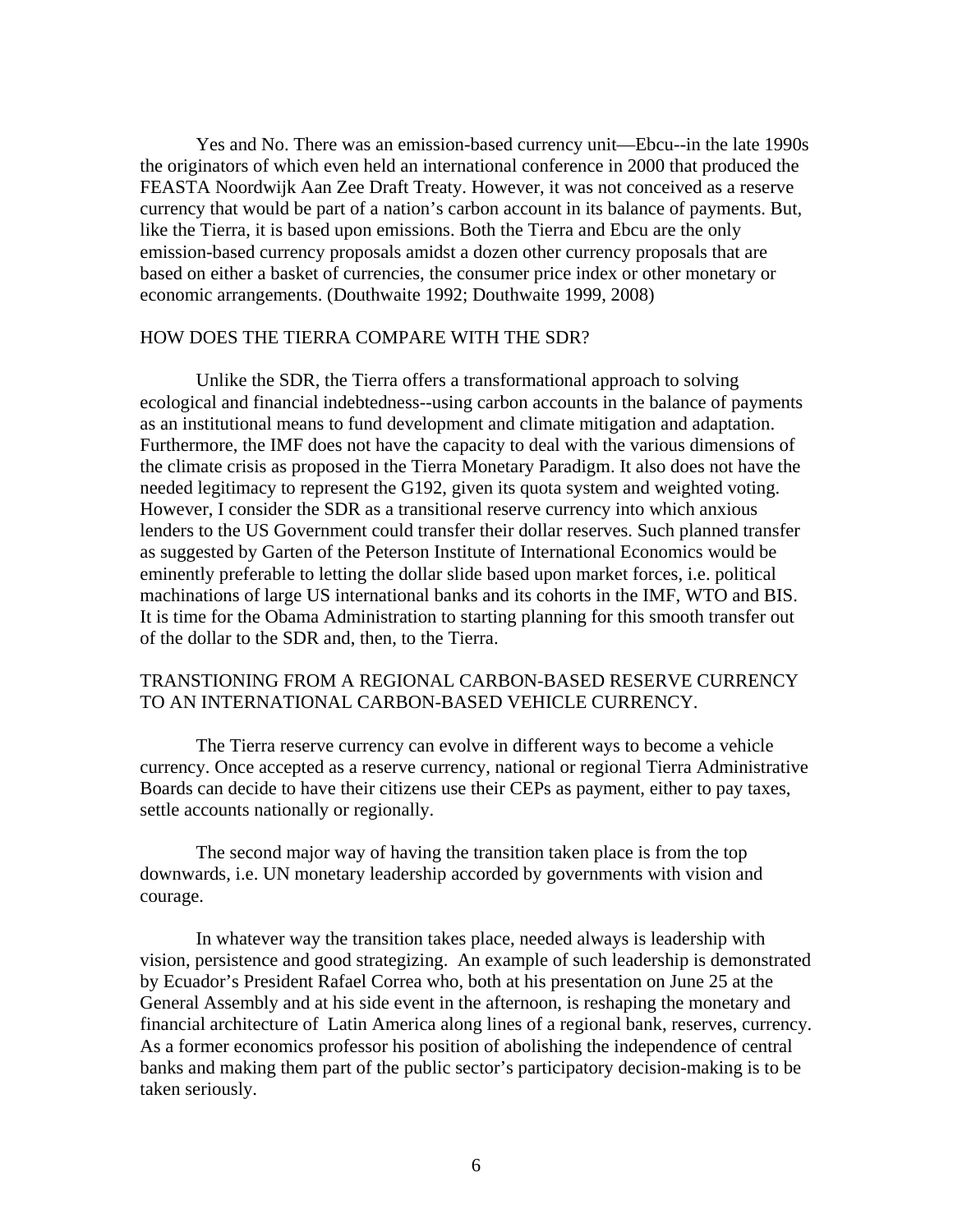Yes and No. There was an emission-based currency unit—Ebcu--in the late 1990s the originators of which even held an international conference in 2000 that produced the FEASTA Noordwijk Aan Zee Draft Treaty. However, it was not conceived as a reserve currency that would be part of a nation's carbon account in its balance of payments. But, like the Tierra, it is based upon emissions. Both the Tierra and Ebcu are the only emission-based currency proposals amidst a dozen other currency proposals that are based on either a basket of currencies, the consumer price index or other monetary or economic arrangements. (Douthwaite 1992; Douthwaite 1999, 2008)

## HOW DOES THE TIERRA COMPARE WITH THE SDR?

Unlike the SDR, the Tierra offers a transformational approach to solving ecological and financial indebtedness--using carbon accounts in the balance of payments as an institutional means to fund development and climate mitigation and adaptation. Furthermore, the IMF does not have the capacity to deal with the various dimensions of the climate crisis as proposed in the Tierra Monetary Paradigm. It also does not have the needed legitimacy to represent the G192, given its quota system and weighted voting. However, I consider the SDR as a transitional reserve currency into which anxious lenders to the US Government could transfer their dollar reserves. Such planned transfer as suggested by Garten of the Peterson Institute of International Economics would be eminently preferable to letting the dollar slide based upon market forces, i.e. political machinations of large US international banks and its cohorts in the IMF, WTO and BIS. It is time for the Obama Administration to starting planning for this smooth transfer out of the dollar to the SDR and, then, to the Tierra.

## TRANSTIONING FROM A REGIONAL CARBON-BASED RESERVE CURRENCY TO AN INTERNATIONAL CARBON-BASED VEHICLE CURRENCY.

The Tierra reserve currency can evolve in different ways to become a vehicle currency. Once accepted as a reserve currency, national or regional Tierra Administrative Boards can decide to have their citizens use their CEPs as payment, either to pay taxes, settle accounts nationally or regionally.

The second major way of having the transition taken place is from the top downwards, i.e. UN monetary leadership accorded by governments with vision and courage.

In whatever way the transition takes place, needed always is leadership with vision, persistence and good strategizing. An example of such leadership is demonstrated by Ecuador's President Rafael Correa who, both at his presentation on June 25 at the General Assembly and at his side event in the afternoon, is reshaping the monetary and financial architecture of Latin America along lines of a regional bank, reserves, currency. As a former economics professor his position of abolishing the independence of central banks and making them part of the public sector's participatory decision-making is to be taken seriously.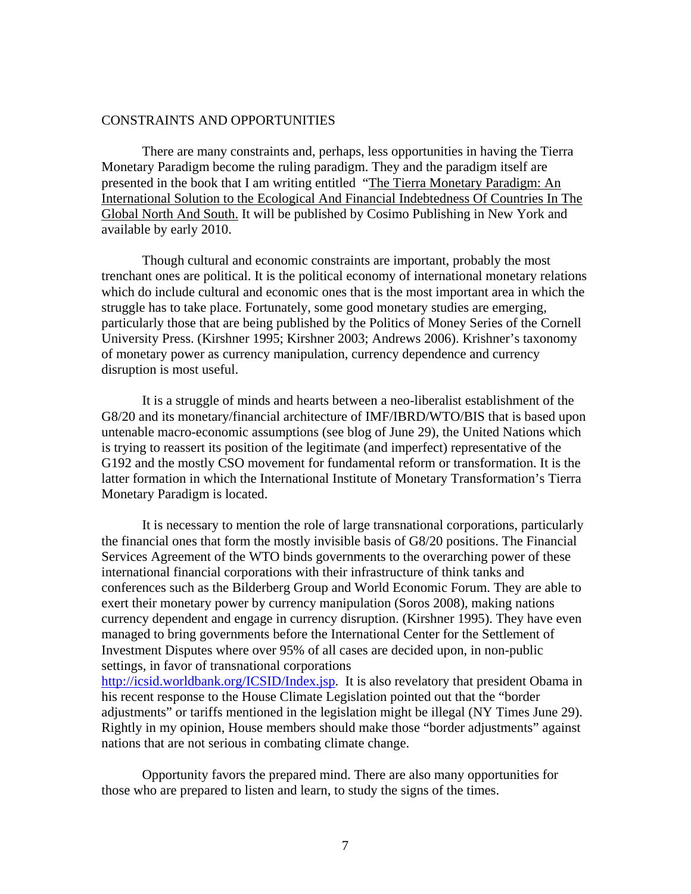## CONSTRAINTS AND OPPORTUNITIES

There are many constraints and, perhaps, less opportunities in having the Tierra Monetary Paradigm become the ruling paradigm. They and the paradigm itself are presented in the book that I am writing entitled "The Tierra Monetary Paradigm: An International Solution to the Ecological And Financial Indebtedness Of Countries In The Global North And South. It will be published by Cosimo Publishing in New York and available by early 2010.

Though cultural and economic constraints are important, probably the most trenchant ones are political. It is the political economy of international monetary relations which do include cultural and economic ones that is the most important area in which the struggle has to take place. Fortunately, some good monetary studies are emerging, particularly those that are being published by the Politics of Money Series of the Cornell University Press. (Kirshner 1995; Kirshner 2003; Andrews 2006). Krishner's taxonomy of monetary power as currency manipulation, currency dependence and currency disruption is most useful.

It is a struggle of minds and hearts between a neo-liberalist establishment of the G8/20 and its monetary/financial architecture of IMF/IBRD/WTO/BIS that is based upon untenable macro-economic assumptions (see blog of June 29), the United Nations which is trying to reassert its position of the legitimate (and imperfect) representative of the G192 and the mostly CSO movement for fundamental reform or transformation. It is the latter formation in which the International Institute of Monetary Transformation's Tierra Monetary Paradigm is located.

It is necessary to mention the role of large transnational corporations, particularly the financial ones that form the mostly invisible basis of G8/20 positions. The Financial Services Agreement of the WTO binds governments to the overarching power of these international financial corporations with their infrastructure of think tanks and conferences such as the Bilderberg Group and World Economic Forum. They are able to exert their monetary power by currency manipulation (Soros 2008), making nations currency dependent and engage in currency disruption. (Kirshner 1995). They have even managed to bring governments before the International Center for the Settlement of Investment Disputes where over 95% of all cases are decided upon, in non-public settings, in favor of transnational corporations http://icsid.worldbank.org/ICSID/Index.jsp. It is also revelatory that president Obama in his recent response to the House Climate Legislation pointed out that the "border adjustments" or tariffs mentioned in the legislation might be illegal (NY Times June 29). Rightly in my opinion, House members should make those "border adjustments" against nations that are not serious in combating climate change.

Opportunity favors the prepared mind. There are also many opportunities for those who are prepared to listen and learn, to study the signs of the times.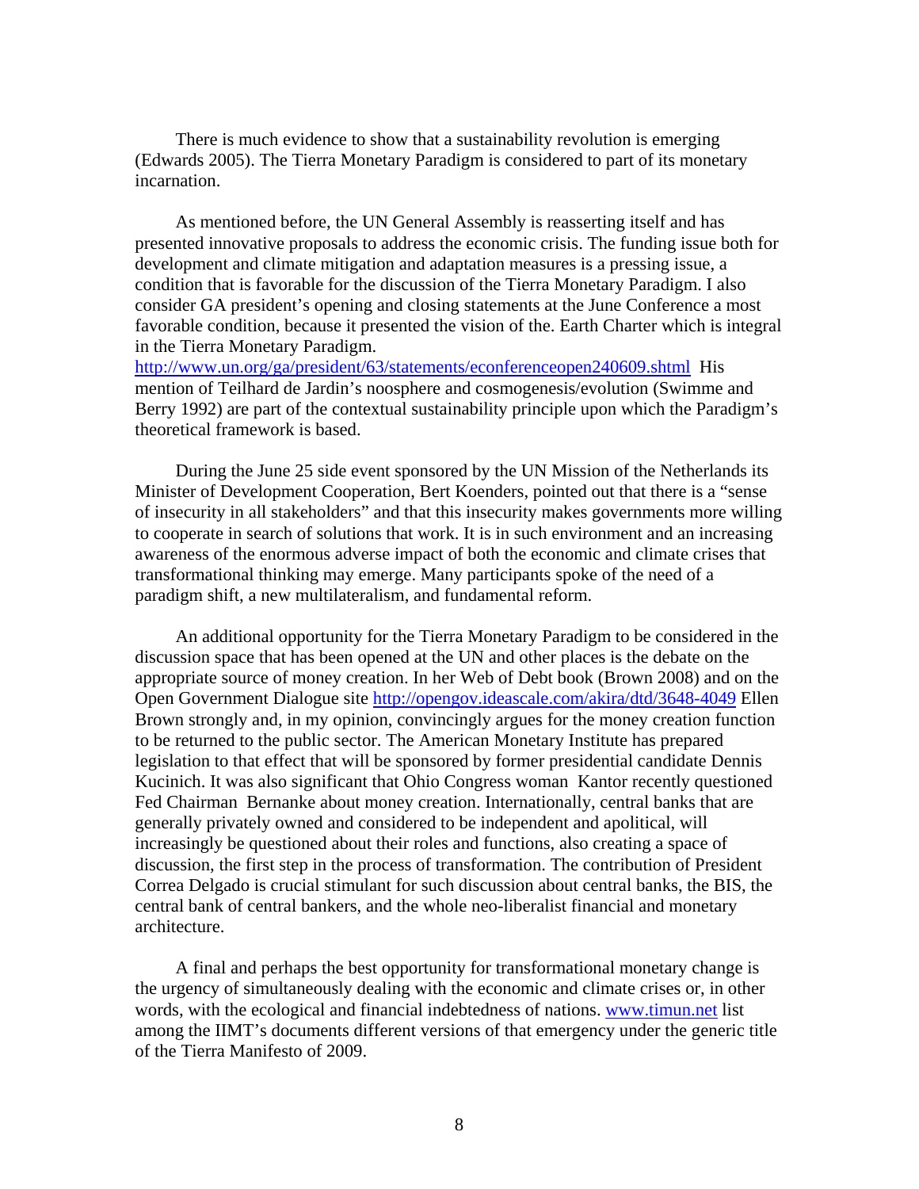There is much evidence to show that a sustainability revolution is emerging (Edwards 2005). The Tierra Monetary Paradigm is considered to part of its monetary incarnation.

As mentioned before, the UN General Assembly is reasserting itself and has presented innovative proposals to address the economic crisis. The funding issue both for development and climate mitigation and adaptation measures is a pressing issue, a condition that is favorable for the discussion of the Tierra Monetary Paradigm. I also consider GA president's opening and closing statements at the June Conference a most favorable condition, because it presented the vision of the. Earth Charter which is integral in the Tierra Monetary Paradigm. http://www.un.org/ga/president/63/statements/econferenceopen240609.shtml His mention of Teilhard de Jardin's noosphere and cosmogenesis/evolution (Swimme and Berry 1992) are part of the contextual sustainability principle upon which the Paradigm's theoretical framework is based.

During the June 25 side event sponsored by the UN Mission of the Netherlands its Minister of Development Cooperation, Bert Koenders, pointed out that there is a "sense of insecurity in all stakeholders" and that this insecurity makes governments more willing to cooperate in search of solutions that work. It is in such environment and an increasing awareness of the enormous adverse impact of both the economic and climate crises that transformational thinking may emerge. Many participants spoke of the need of a paradigm shift, a new multilateralism, and fundamental reform.

An additional opportunity for the Tierra Monetary Paradigm to be considered in the discussion space that has been opened at the UN and other places is the debate on the appropriate source of money creation. In her Web of Debt book (Brown 2008) and on the Open Government Dialogue site http://opengov.ideascale.com/akira/dtd/3648-4049 Ellen Brown strongly and, in my opinion, convincingly argues for the money creation function to be returned to the public sector. The American Monetary Institute has prepared legislation to that effect that will be sponsored by former presidential candidate Dennis Kucinich. It was also significant that Ohio Congress woman Kantor recently questioned Fed Chairman Bernanke about money creation. Internationally, central banks that are generally privately owned and considered to be independent and apolitical, will increasingly be questioned about their roles and functions, also creating a space of discussion, the first step in the process of transformation. The contribution of President Correa Delgado is crucial stimulant for such discussion about central banks, the BIS, the central bank of central bankers, and the whole neo-liberalist financial and monetary architecture.

A final and perhaps the best opportunity for transformational monetary change is the urgency of simultaneously dealing with the economic and climate crises or, in other words, with the ecological and financial indebtedness of nations. www.timun.net list among the IIMT's documents different versions of that emergency under the generic title of the Tierra Manifesto of 2009.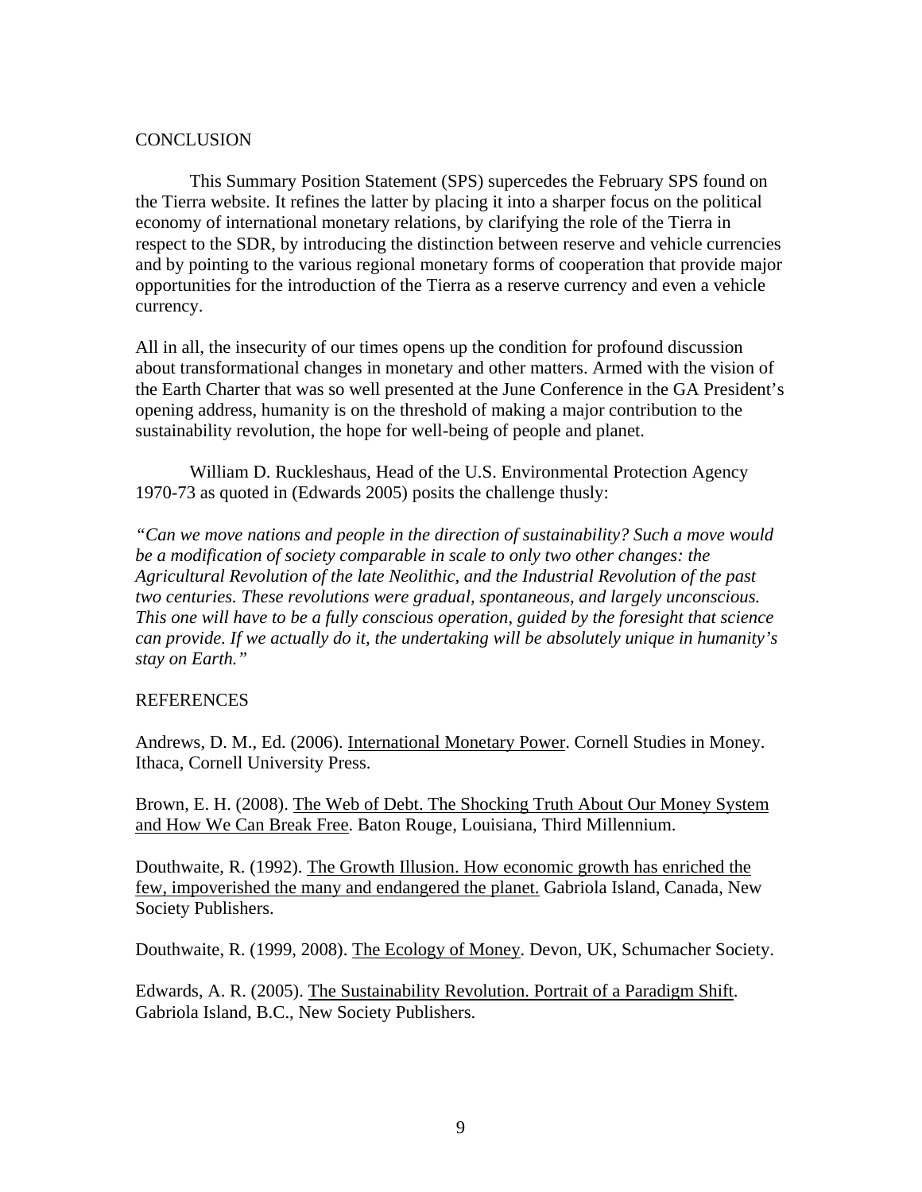## CONCLUSION

This Summary Position Statement (SPS) supercedes the February SPS found on the Tierra website. It refines the latter by placing it into a sharper focus on the political economy of international monetary relations, by clarifying the role of the Tierra in respect to the SDR, by introducing the distinction between reserve and vehicle currencies and by pointing to the various regional monetary forms of cooperation that provide major opportunities for the introduction of the Tierra as a reserve currency and even a vehicle currency.

All in all, the insecurity of our times opens up the condition for profound discussion about transformational changes in monetary and other matters. Armed with the vision of the Earth Charter that was so well presented at the June Conference in the GA President's opening address, humanity is on the threshold of making a major contribution to the sustainability revolution, the hope for well-being of people and planet.

William D. Ruckleshaus, Head of the U.S. Environmental Protection Agency 1970-73 as quoted in (Edwards 2005) posits the challenge thusly:

*"Can we move nations and people in the direction of sustainability? Such a move would be a modification of society comparable in scale to only two other changes: the Agricultural Revolution of the late Neolithic, and the Industrial Revolution of the past two centuries. These revolutions were gradual, spontaneous, and largely unconscious. This one will have to be a fully conscious operation, guided by the foresight that science can provide. If we actually do it, the undertaking will be absolutely unique in humanity's stay on Earth."*

## REFERENCES

Andrews, D. M., Ed. (2006). International Monetary Power. Cornell Studies in Money. Ithaca, Cornell University Press.

Brown, E. H. (2008). The Web of Debt. The Shocking Truth About Our Money System and How We Can Break Free. Baton Rouge, Louisiana, Third Millennium.

Douthwaite, R. (1992). The Growth Illusion. How economic growth has enriched the few, impoverished the many and endangered the planet. Gabriola Island, Canada, New Society Publishers.

Douthwaite, R. (1999, 2008). The Ecology of Money. Devon, UK, Schumacher Society.

Edwards, A. R. (2005). The Sustainability Revolution. Portrait of a Paradigm Shift. Gabriola Island, B.C., New Society Publishers.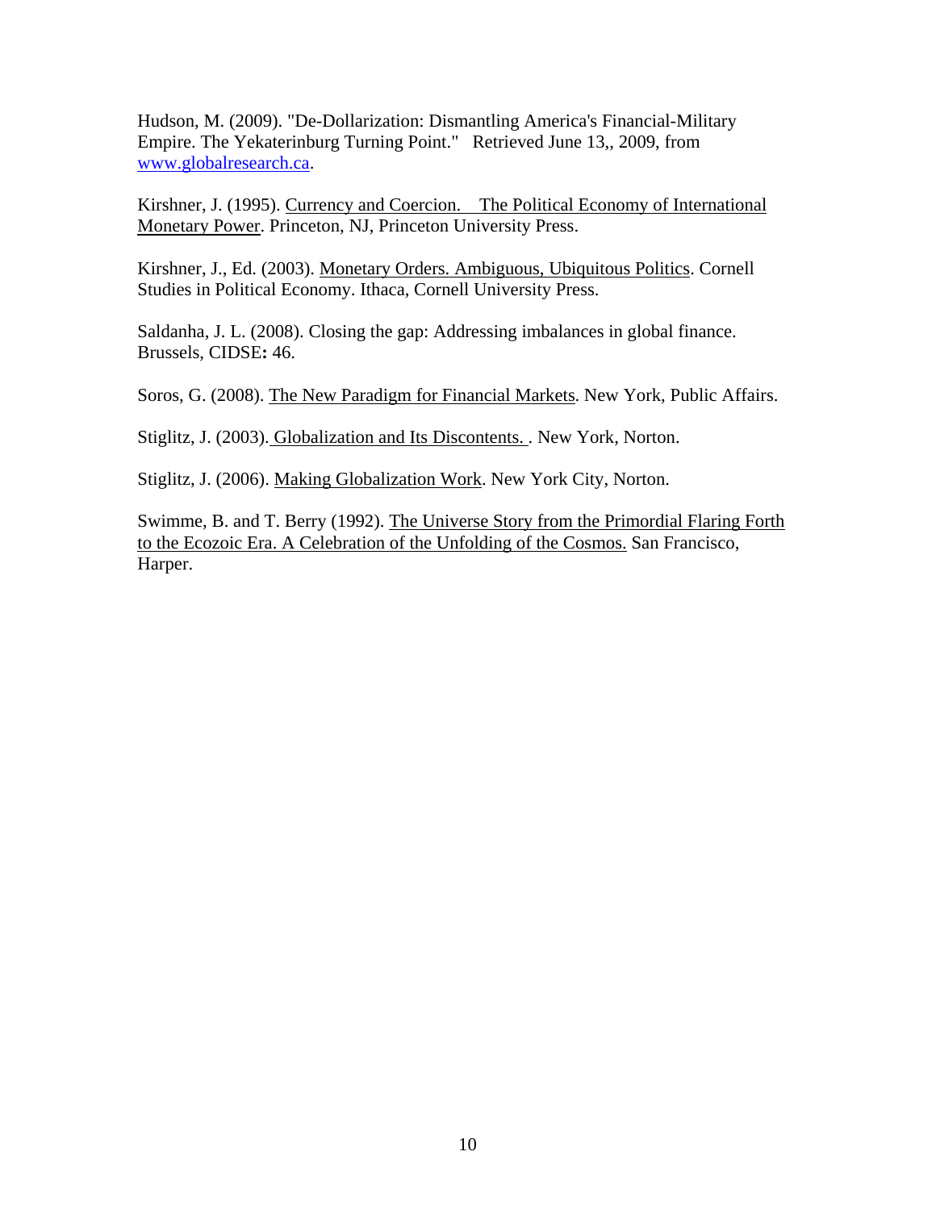Hudson, M. (2009). "De-Dollarization: Dismantling America's Financial-Military Empire. The Yekaterinburg Turning Point." Retrieved June 13,, 2009, from www.globalresearch.ca.

Kirshner, J. (1995). Currency and Coercion. The Political Economy of International Monetary Power. Princeton, NJ, Princeton University Press.

Kirshner, J., Ed. (2003). Monetary Orders. Ambiguous, Ubiquitous Politics. Cornell Studies in Political Economy. Ithaca, Cornell University Press.

Saldanha, J. L. (2008). Closing the gap: Addressing imbalances in global finance. Brussels, CIDSE**:** 46.

Soros, G. (2008). The New Paradigm for Financial Markets. New York, Public Affairs.

Stiglitz, J. (2003). Globalization and Its Discontents. . New York, Norton.

Stiglitz, J. (2006). Making Globalization Work. New York City, Norton.

Swimme, B. and T. Berry (1992). The Universe Story from the Primordial Flaring Forth to the Ecozoic Era. A Celebration of the Unfolding of the Cosmos. San Francisco, Harper.